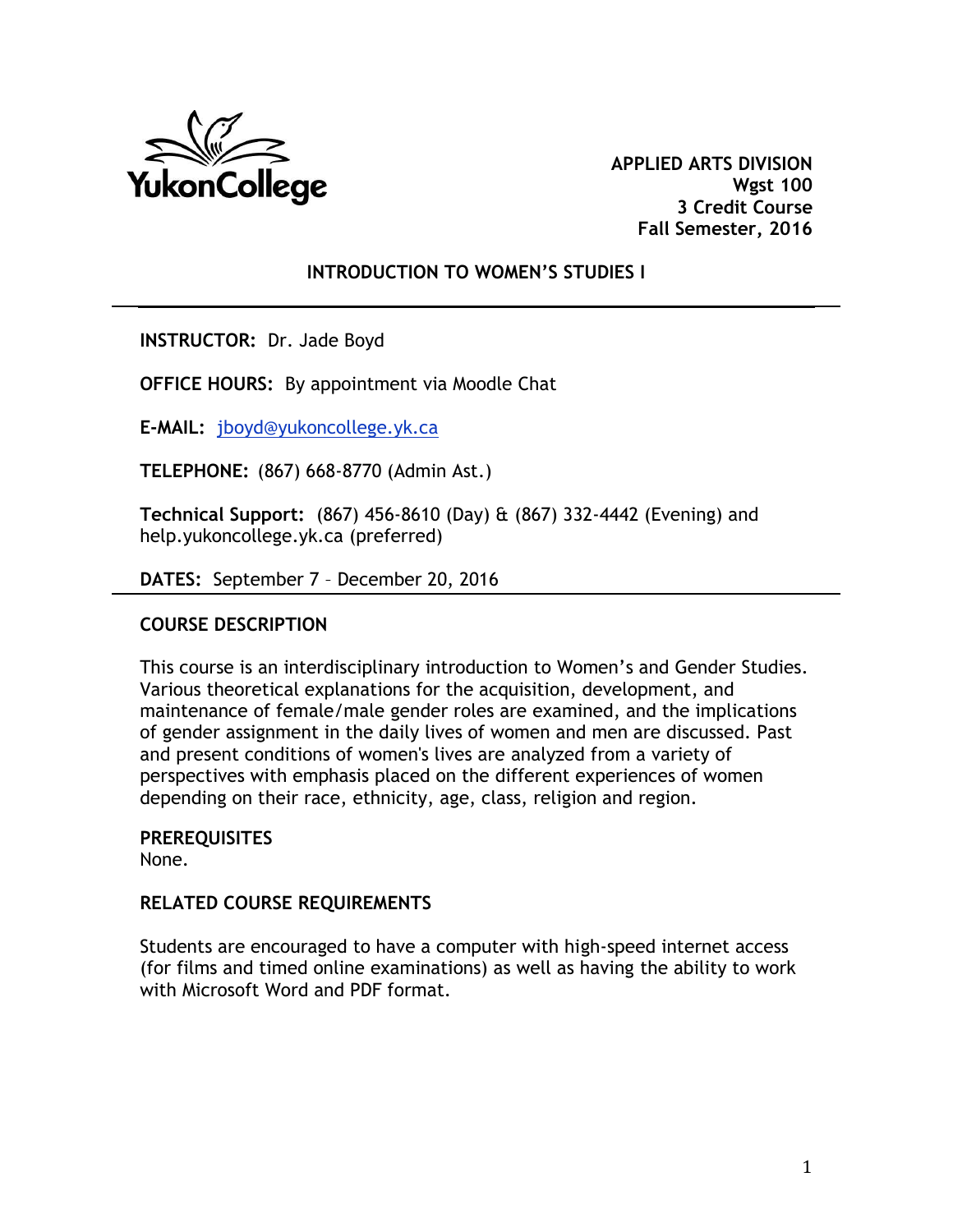YukonCollege

**APPLIED ARTS DIVISION**
**Wgst 100**
**3 Credit Course**
**Fall Semester, 2016**

# INTRODUCTION TO WOMEN'S STUDIES I

**INSTRUCTOR:** Dr. Jade Boyd

**OFFICE HOURS:** By appointment via Moodle Chat

**E-MAIL:** jboyd@yukoncollege.yk.ca

**TELEPHONE:** (867) 668-8770 (Admin Ast.)

**Technical Support:** (867) 456-8610 (Day) & (867) 332-4442 (Evening) and help.yukoncollege.yk.ca (preferred)

**DATES:** September 7 – December 20, 2016

## COURSE DESCRIPTION

This course is an interdisciplinary introduction to Women's and Gender Studies. Various theoretical explanations for the acquisition, development, and maintenance of female/male gender roles are examined, and the implications of gender assignment in the daily lives of women and men are discussed. Past and present conditions of women's lives are analyzed from a variety of perspectives with emphasis placed on the different experiences of women depending on their race, ethnicity, age, class, religion and region.

## PREREQUISITES

None.

## RELATED COURSE REQUIREMENTS

Students are encouraged to have a computer with high-speed internet access (for films and timed online examinations) as well as having the ability to work with Microsoft Word and PDF format.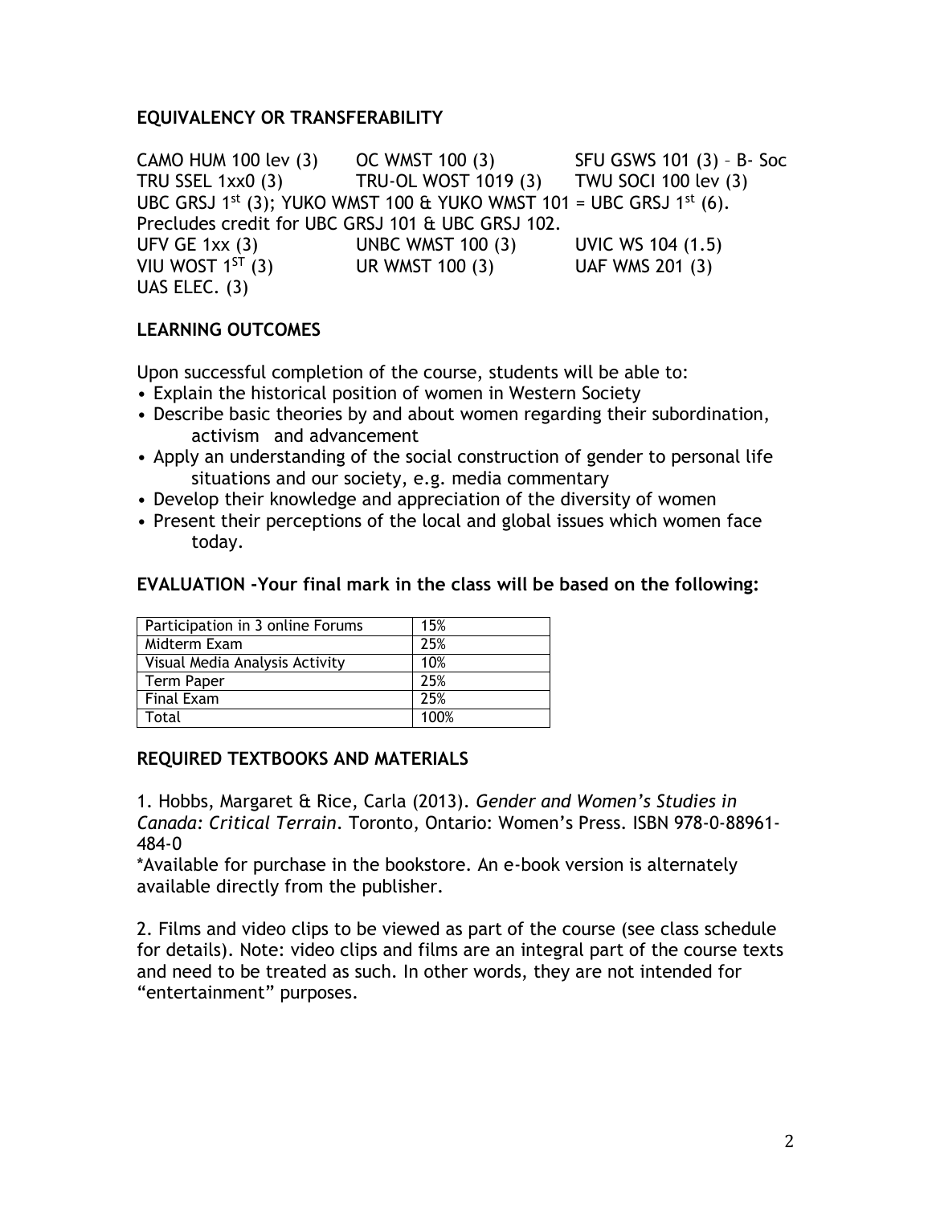## EQUIVALENCY OR TRANSFERABILITY

CAMO HUM 100 lev (3) OC WMST 100 (3) SFU GSWS 101 (3) – B- Soc
TRU SSEL 1xx0 (3) TRU-OL WOST 1019 (3) TWU SOCI 100 lev (3)
UBC GRSJ 1$^{st}$ (3); YUKO WMST 100 & YUKO WMST 101 = UBC GRSJ 1$^{st}$ (6).
Precludes credit for UBC GRSJ 101 & UBC GRSJ 102.
UFV GE 1xx (3) UNBC WMST 100 (3) UVIC WS 104 (1.5)
VIU WOST 1$^{ST}$ (3) UR WMST 100 (3) UAF WMS 201 (3)
UAS ELEC. (3)

## LEARNING OUTCOMES

Upon successful completion of the course, students will be able to:

- Explain the historical position of women in Western Society
- Describe basic theories by and about women regarding their subordination, activism and advancement
- Apply an understanding of the social construction of gender to personal life situations and our society, e.g. media commentary
- Develop their knowledge and appreciation of the diversity of women
- Present their perceptions of the local and global issues which women face today.

## EVALUATION -Your final mark in the class will be based on the following:

| | |
|---|---|
| Participation in 3 online Forums | 15% |
| Midterm Exam | 25% |
| Visual Media Analysis Activity | 10% |
| Term Paper | 25% |
| Final Exam | 25% |
| Total | 100% |

## REQUIRED TEXTBOOKS AND MATERIALS

1. Hobbs, Margaret & Rice, Carla (2013). *Gender and Women's Studies in Canada: Critical Terrain*. Toronto, Ontario: Women's Press. ISBN 978-0-88961-484-0

*Available for purchase in the bookstore. An e-book version is alternately available directly from the publisher.

2. Films and video clips to be viewed as part of the course (see class schedule for details). Note: video clips and films are an integral part of the course texts and need to be treated as such. In other words, they are not intended for "entertainment" purposes.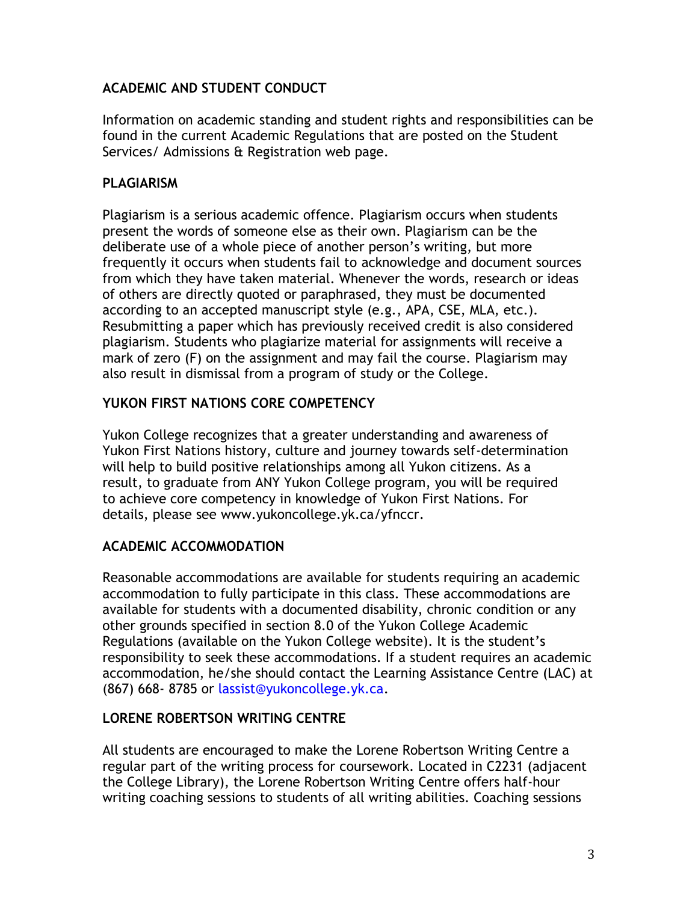## ACADEMIC AND STUDENT CONDUCT

Information on academic standing and student rights and responsibilities can be found in the current Academic Regulations that are posted on the Student Services/ Admissions & Registration web page.

## PLAGIARISM

Plagiarism is a serious academic offence. Plagiarism occurs when students present the words of someone else as their own. Plagiarism can be the deliberate use of a whole piece of another person's writing, but more frequently it occurs when students fail to acknowledge and document sources from which they have taken material. Whenever the words, research or ideas of others are directly quoted or paraphrased, they must be documented according to an accepted manuscript style (e.g., APA, CSE, MLA, etc.). Resubmitting a paper which has previously received credit is also considered plagiarism. Students who plagiarize material for assignments will receive a mark of zero (F) on the assignment and may fail the course. Plagiarism may also result in dismissal from a program of study or the College.

## YUKON FIRST NATIONS CORE COMPETENCY

Yukon College recognizes that a greater understanding and awareness of Yukon First Nations history, culture and journey towards self-determination will help to build positive relationships among all Yukon citizens. As a result, to graduate from ANY Yukon College program, you will be required to achieve core competency in knowledge of Yukon First Nations. For details, please see www.yukoncollege.yk.ca/yfnccr.

## ACADEMIC ACCOMMODATION

Reasonable accommodations are available for students requiring an academic accommodation to fully participate in this class. These accommodations are available for students with a documented disability, chronic condition or any other grounds specified in section 8.0 of the Yukon College Academic Regulations (available on the Yukon College website). It is the student's responsibility to seek these accommodations. If a student requires an academic accommodation, he/she should contact the Learning Assistance Centre (LAC) at (867) 668- 8785 or lassist@yukoncollege.yk.ca.

## LORENE ROBERTSON WRITING CENTRE

All students are encouraged to make the Lorene Robertson Writing Centre a regular part of the writing process for coursework. Located in C2231 (adjacent the College Library), the Lorene Robertson Writing Centre offers half-hour writing coaching sessions to students of all writing abilities. Coaching sessions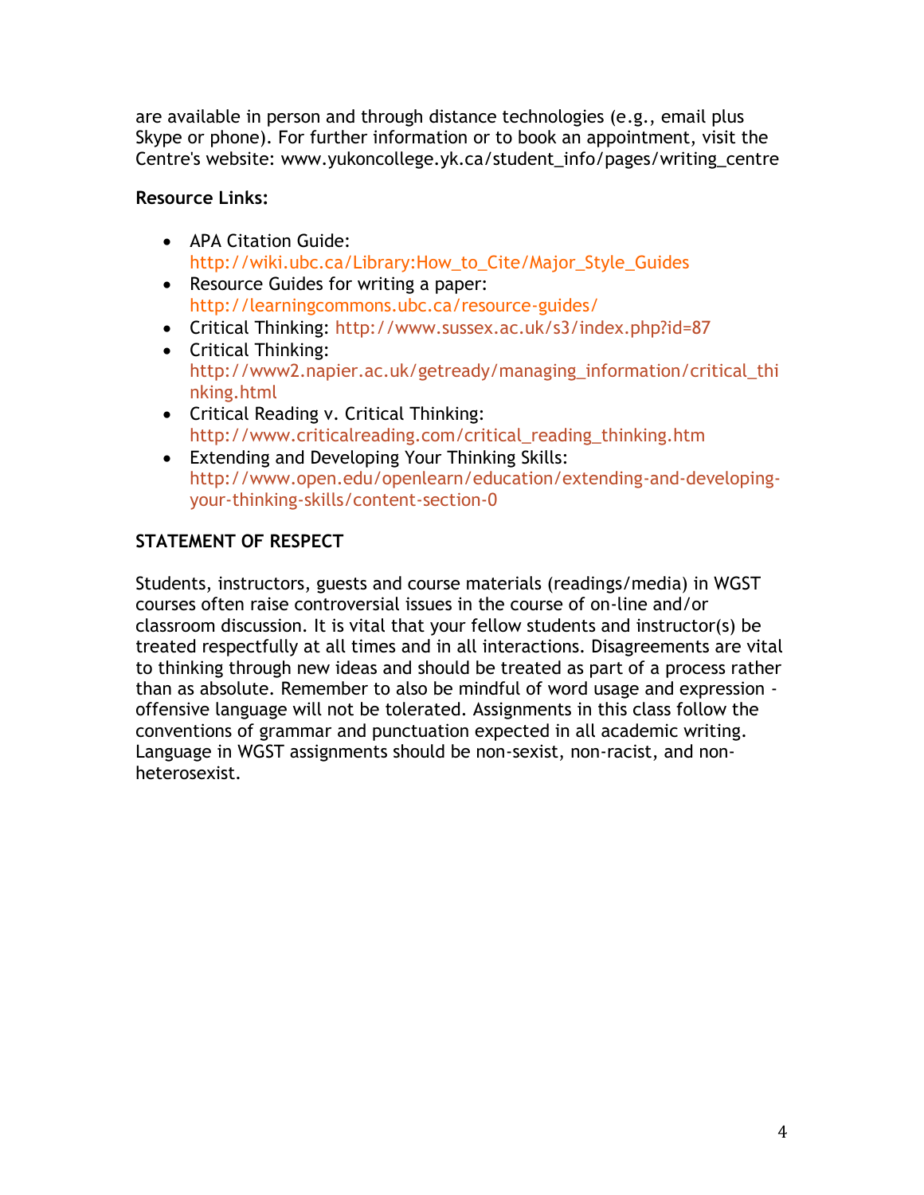are available in person and through distance technologies (e.g., email plus Skype or phone). For further information or to book an appointment, visit the Centre's website: www.yukoncollege.yk.ca/student_info/pages/writing_centre

**Resource Links:**

- APA Citation Guide: http://wiki.ubc.ca/Library:How_to_Cite/Major_Style_Guides
- Resource Guides for writing a paper: http://learningcommons.ubc.ca/resource-guides/
- Critical Thinking: http://www.sussex.ac.uk/s3/index.php?id=87
- Critical Thinking: http://www2.napier.ac.uk/getready/managing_information/critical_thinking.html
- Critical Reading v. Critical Thinking: http://www.criticalreading.com/critical_reading_thinking.htm
- Extending and Developing Your Thinking Skills: http://www.open.edu/openlearn/education/extending-and-developing-your-thinking-skills/content-section-0

**STATEMENT OF RESPECT**

Students, instructors, guests and course materials (readings/media) in WGST courses often raise controversial issues in the course of on-line and/or classroom discussion. It is vital that your fellow students and instructor(s) be treated respectfully at all times and in all interactions. Disagreements are vital to thinking through new ideas and should be treated as part of a process rather than as absolute. Remember to also be mindful of word usage and expression - offensive language will not be tolerated. Assignments in this class follow the conventions of grammar and punctuation expected in all academic writing. Language in WGST assignments should be non-sexist, non-racist, and non-heterosexist.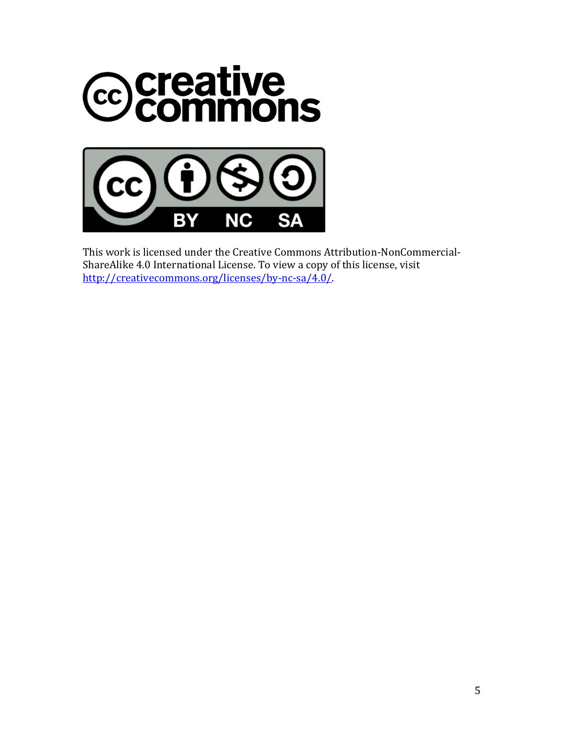This work is licensed under the Creative Commons Attribution-NonCommercial-ShareAlike 4.0 International License. To view a copy of this license, visit http://creativecommons.org/licenses/by-nc-sa/4.0/.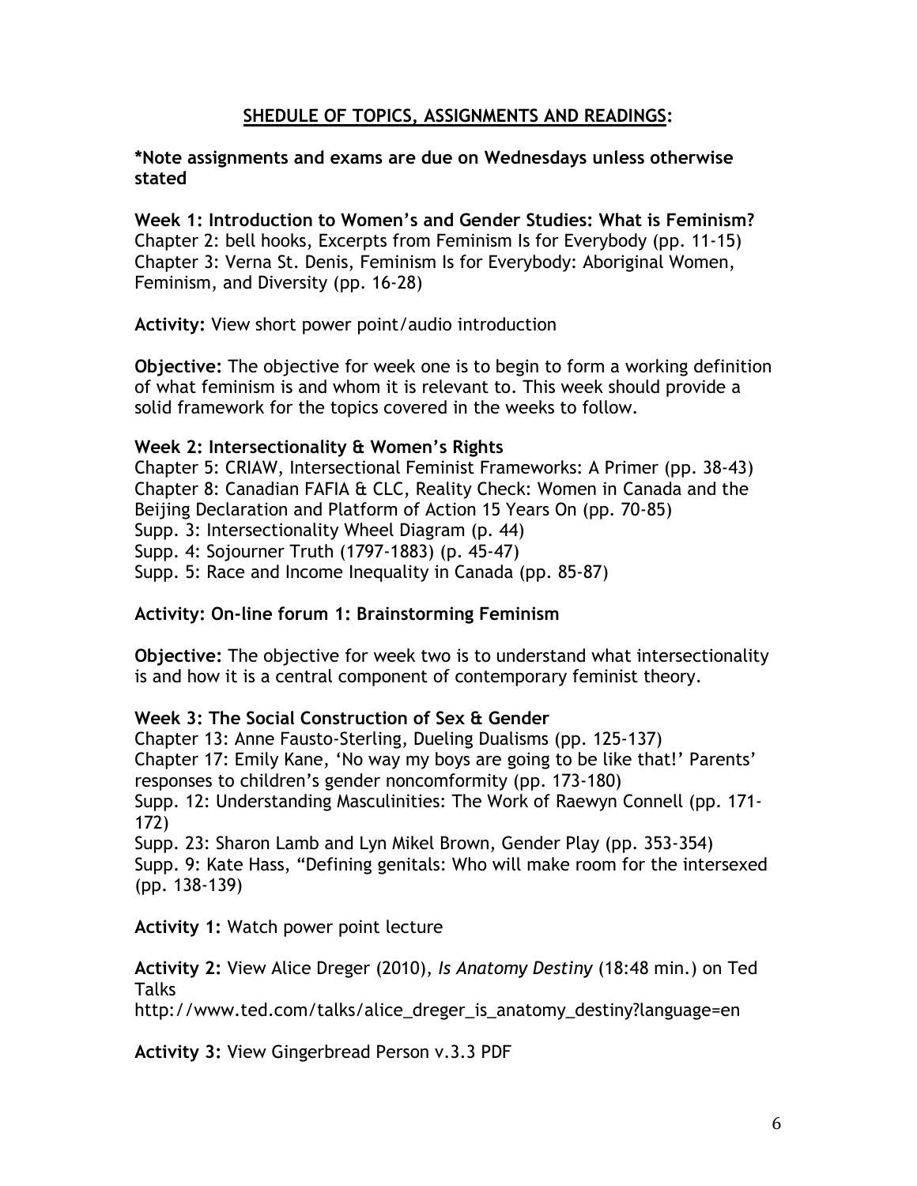## SHEDULE OF TOPICS, ASSIGNMENTS AND READINGS:

**\*Note assignments and exams are due on Wednesdays unless otherwise stated**

**Week 1: Introduction to Women's and Gender Studies: What is Feminism?**
Chapter 2: bell hooks, Excerpts from Feminism Is for Everybody (pp. 11-15)
Chapter 3: Verna St. Denis, Feminism Is for Everybody: Aboriginal Women, Feminism, and Diversity (pp. 16-28)

**Activity:** View short power point/audio introduction

**Objective:** The objective for week one is to begin to form a working definition of what feminism is and whom it is relevant to. This week should provide a solid framework for the topics covered in the weeks to follow.

**Week 2: Intersectionality & Women's Rights**
Chapter 5: CRIAW, Intersectional Feminist Frameworks: A Primer (pp. 38-43)
Chapter 8: Canadian FAFIA & CLC, Reality Check: Women in Canada and the Beijing Declaration and Platform of Action 15 Years On (pp. 70-85)
Supp. 3: Intersectionality Wheel Diagram (p. 44)
Supp. 4: Sojourner Truth (1797-1883) (p. 45-47)
Supp. 5: Race and Income Inequality in Canada (pp. 85-87)

**Activity: On-line forum 1: Brainstorming Feminism**

**Objective:** The objective for week two is to understand what intersectionality is and how it is a central component of contemporary feminist theory.

**Week 3: The Social Construction of Sex & Gender**
Chapter 13: Anne Fausto-Sterling, Dueling Dualisms (pp. 125-137)
Chapter 17: Emily Kane, 'No way my boys are going to be like that!' Parents' responses to children's gender noncomformity (pp. 173-180)
Supp. 12: Understanding Masculinities: The Work of Raewyn Connell (pp. 171-172)
Supp. 23: Sharon Lamb and Lyn Mikel Brown, Gender Play (pp. 353-354)
Supp. 9: Kate Hass, "Defining genitals: Who will make room for the intersexed (pp. 138-139)

**Activity 1:** Watch power point lecture

**Activity 2:** View Alice Dreger (2010), *Is Anatomy Destiny* (18:48 min.) on Ted Talks
http://www.ted.com/talks/alice_dreger_is_anatomy_destiny?language=en

**Activity 3:** View Gingerbread Person v.3.3 PDF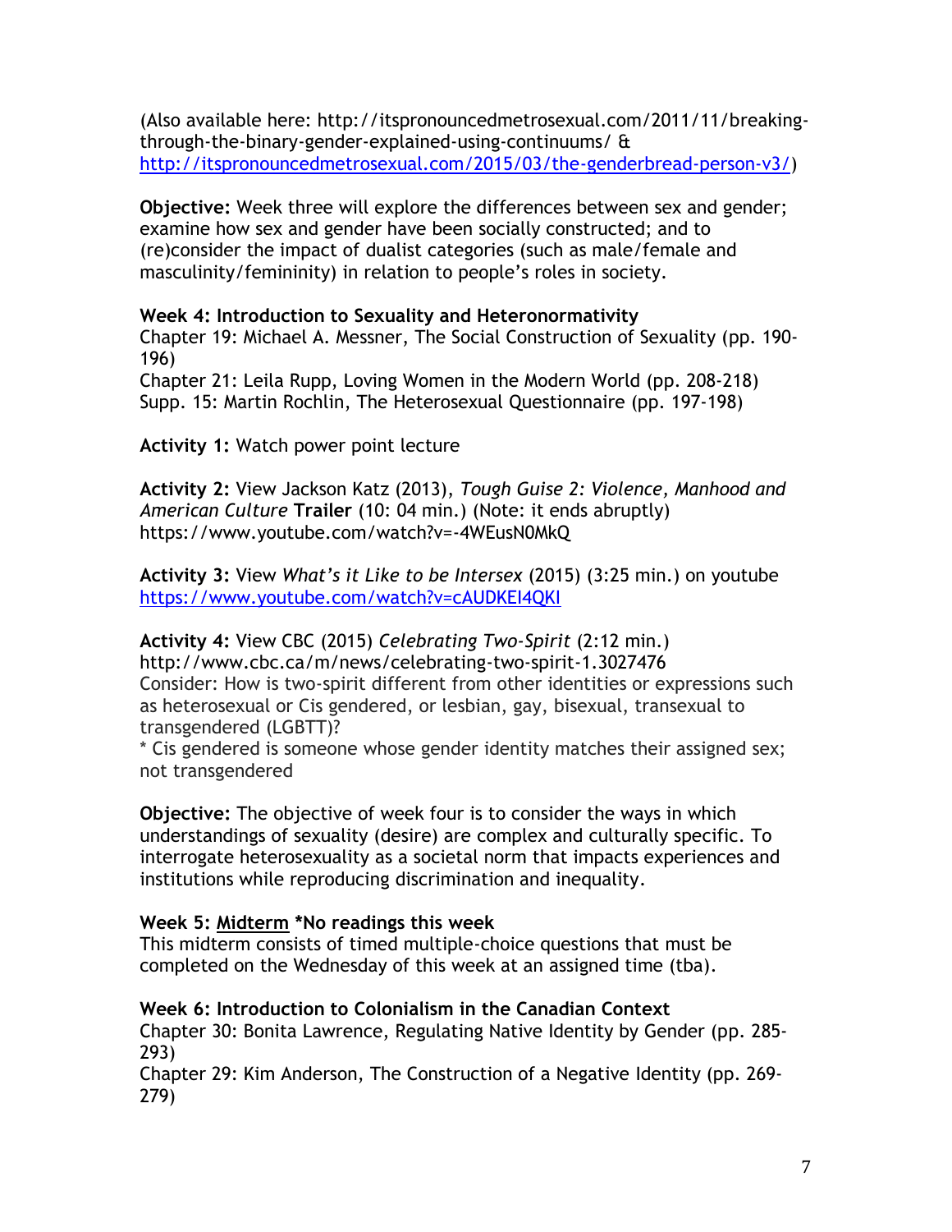(Also available here: http://itspronouncedmetrosexual.com/2011/11/breaking-through-the-binary-gender-explained-using-continuums/ & http://itspronouncedmetrosexual.com/2015/03/the-genderbread-person-v3/)

**Objective:** Week three will explore the differences between sex and gender; examine how sex and gender have been socially constructed; and to (re)consider the impact of dualist categories (such as male/female and masculinity/femininity) in relation to people's roles in society.

**Week 4: Introduction to Sexuality and Heteronormativity**
Chapter 19: Michael A. Messner, The Social Construction of Sexuality (pp. 190-196)
Chapter 21: Leila Rupp, Loving Women in the Modern World (pp. 208-218)
Supp. 15: Martin Rochlin, The Heterosexual Questionnaire (pp. 197-198)

**Activity 1:** Watch power point lecture

**Activity 2:** View Jackson Katz (2013), *Tough Guise 2: Violence, Manhood and American Culture* **Trailer** (10: 04 min.) (Note: it ends abruptly) https://www.youtube.com/watch?v=-4WEusN0MkQ

**Activity 3:** View *What's it Like to be Intersex* (2015) (3:25 min.) on youtube https://www.youtube.com/watch?v=cAUDKEI4QKI

**Activity 4:** View CBC (2015) *Celebrating Two-Spirit* (2:12 min.) http://www.cbc.ca/m/news/celebrating-two-spirit-1.3027476
Consider: How is two-spirit different from other identities or expressions such as heterosexual or Cis gendered, or lesbian, gay, bisexual, transexual to transgendered (LGBTT)?
* Cis gendered is someone whose gender identity matches their assigned sex; not transgendered

**Objective:** The objective of week four is to consider the ways in which understandings of sexuality (desire) are complex and culturally specific. To interrogate heterosexuality as a societal norm that impacts experiences and institutions while reproducing discrimination and inequality.

**Week 5: Midterm *No readings this week**
This midterm consists of timed multiple-choice questions that must be completed on the Wednesday of this week at an assigned time (tba).

**Week 6: Introduction to Colonialism in the Canadian Context**
Chapter 30: Bonita Lawrence, Regulating Native Identity by Gender (pp. 285-293)
Chapter 29: Kim Anderson, The Construction of a Negative Identity (pp. 269-279)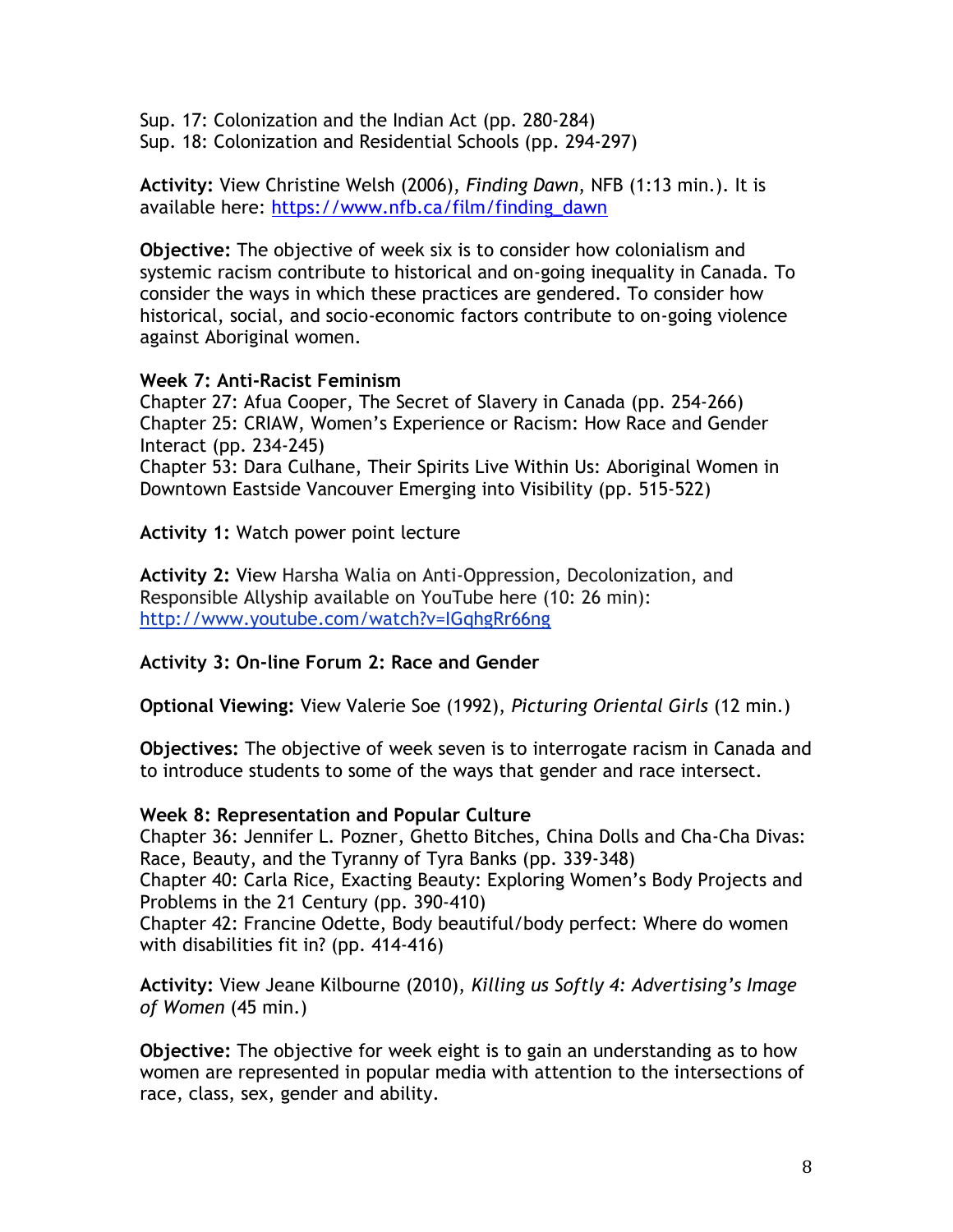Sup. 17: Colonization and the Indian Act (pp. 280-284)
Sup. 18: Colonization and Residential Schools (pp. 294-297)

**Activity:** View Christine Welsh (2006), *Finding Dawn*, NFB (1:13 min.). It is available here: https://www.nfb.ca/film/finding_dawn

**Objective:** The objective of week six is to consider how colonialism and systemic racism contribute to historical and on-going inequality in Canada. To consider the ways in which these practices are gendered. To consider how historical, social, and socio-economic factors contribute to on-going violence against Aboriginal women.

**Week 7: Anti-Racist Feminism**
Chapter 27: Afua Cooper, The Secret of Slavery in Canada (pp. 254-266)
Chapter 25: CRIAW, Women's Experience or Racism: How Race and Gender Interact (pp. 234-245)
Chapter 53: Dara Culhane, Their Spirits Live Within Us: Aboriginal Women in Downtown Eastside Vancouver Emerging into Visibility (pp. 515-522)

**Activity 1:** Watch power point lecture

**Activity 2:** View Harsha Walia on Anti-Oppression, Decolonization, and Responsible Allyship available on YouTube here (10: 26 min): http://www.youtube.com/watch?v=IGqhgRr66ng

**Activity 3: On-line Forum 2: Race and Gender**

**Optional Viewing:** View Valerie Soe (1992), *Picturing Oriental Girls* (12 min.)

**Objectives:** The objective of week seven is to interrogate racism in Canada and to introduce students to some of the ways that gender and race intersect.

**Week 8: Representation and Popular Culture**
Chapter 36: Jennifer L. Pozner, Ghetto Bitches, China Dolls and Cha-Cha Divas: Race, Beauty, and the Tyranny of Tyra Banks (pp. 339-348)
Chapter 40: Carla Rice, Exacting Beauty: Exploring Women's Body Projects and Problems in the 21 Century (pp. 390-410)
Chapter 42: Francine Odette, Body beautiful/body perfect: Where do women with disabilities fit in? (pp. 414-416)

**Activity:** View Jeane Kilbourne (2010), *Killing us Softly 4: Advertising's Image of Women* (45 min.)

**Objective:** The objective for week eight is to gain an understanding as to how women are represented in popular media with attention to the intersections of race, class, sex, gender and ability.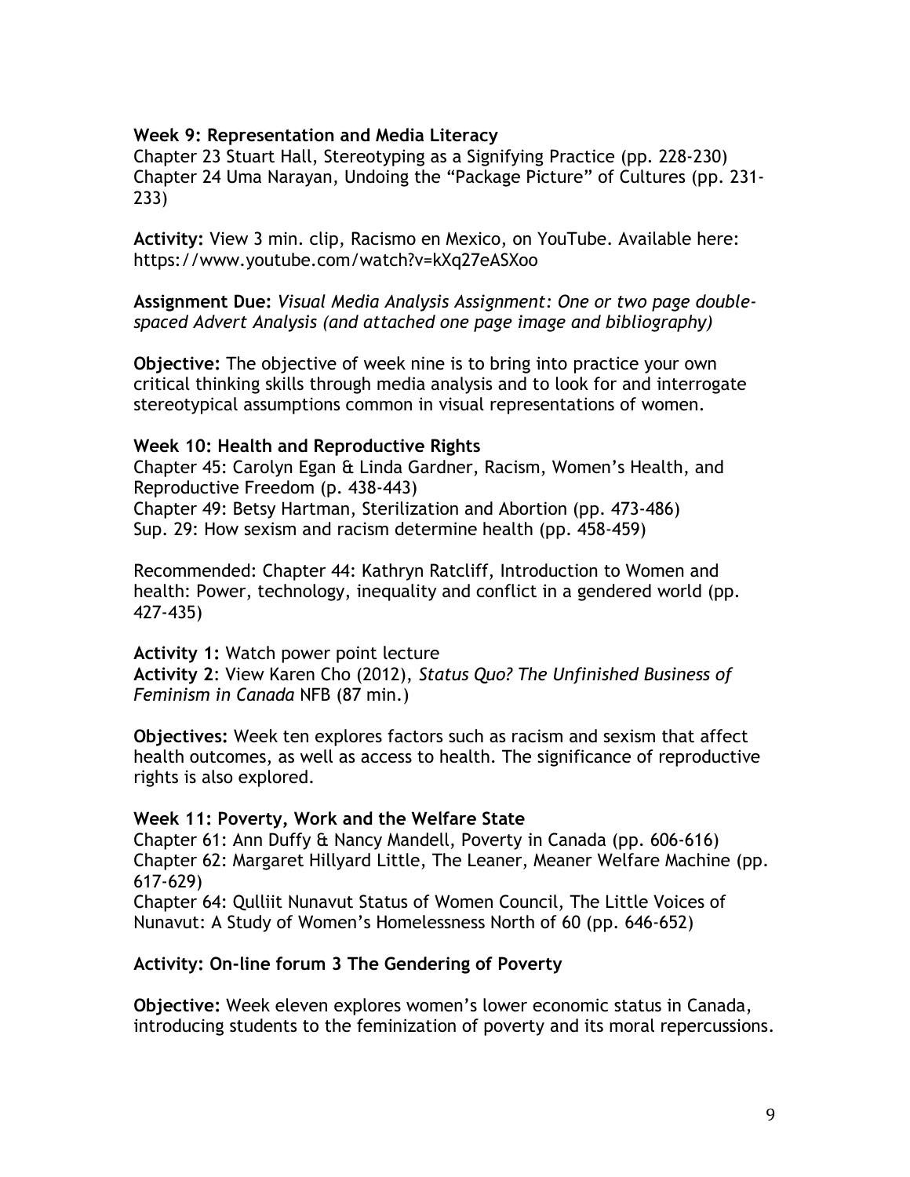**Week 9: Representation and Media Literacy**

Chapter 23 Stuart Hall, Stereotyping as a Signifying Practice (pp. 228-230)
Chapter 24 Uma Narayan, Undoing the "Package Picture" of Cultures (pp. 231-233)

**Activity:** View 3 min. clip, Racismo en Mexico, on YouTube. Available here: https://www.youtube.com/watch?v=kXq27eASXoo

**Assignment Due:** *Visual Media Analysis Assignment: One or two page double-spaced Advert Analysis (and attached one page image and bibliography)*

**Objective:** The objective of week nine is to bring into practice your own critical thinking skills through media analysis and to look for and interrogate stereotypical assumptions common in visual representations of women.

**Week 10: Health and Reproductive Rights**

Chapter 45: Carolyn Egan & Linda Gardner, Racism, Women's Health, and Reproductive Freedom (p. 438-443)
Chapter 49: Betsy Hartman, Sterilization and Abortion (pp. 473-486)
Sup. 29: How sexism and racism determine health (pp. 458-459)

Recommended: Chapter 44: Kathryn Ratcliff, Introduction to Women and health: Power, technology, inequality and conflict in a gendered world (pp. 427-435)

**Activity 1:** Watch power point lecture
**Activity 2**: View Karen Cho (2012), *Status Quo? The Unfinished Business of Feminism in Canada* NFB (87 min.)

**Objectives:** Week ten explores factors such as racism and sexism that affect health outcomes, as well as access to health. The significance of reproductive rights is also explored.

**Week 11: Poverty, Work and the Welfare State**

Chapter 61: Ann Duffy & Nancy Mandell, Poverty in Canada (pp. 606-616)
Chapter 62: Margaret Hillyard Little, The Leaner, Meaner Welfare Machine (pp. 617-629)
Chapter 64: Qulliit Nunavut Status of Women Council, The Little Voices of Nunavut: A Study of Women's Homelessness North of 60 (pp. 646-652)

**Activity: On-line forum 3 The Gendering of Poverty**

**Objective:** Week eleven explores women's lower economic status in Canada, introducing students to the feminization of poverty and its moral repercussions.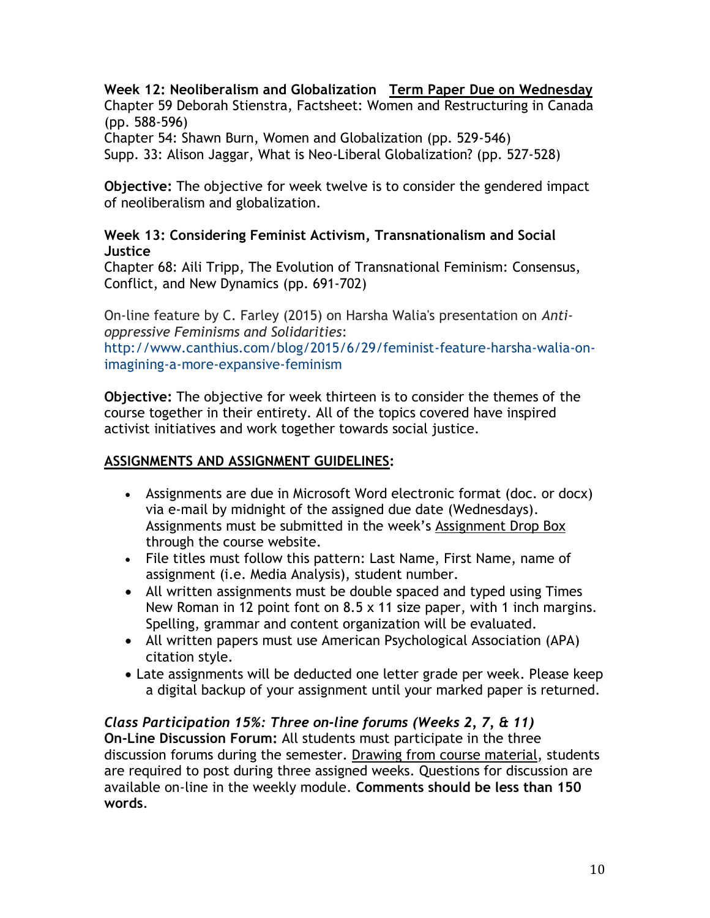**Week 12: Neoliberalism and Globalization** **<u>Term Paper Due on Wednesday</u>**
Chapter 59 Deborah Stienstra, Factsheet: Women and Restructuring in Canada (pp. 588-596)
Chapter 54: Shawn Burn, Women and Globalization (pp. 529-546)
Supp. 33: Alison Jaggar, What is Neo-Liberal Globalization? (pp. 527-528)

**Objective:** The objective for week twelve is to consider the gendered impact of neoliberalism and globalization.

**Week 13: Considering Feminist Activism, Transnationalism and Social Justice**
Chapter 68: Aili Tripp, The Evolution of Transnational Feminism: Consensus, Conflict, and New Dynamics (pp. 691-702)

On-line feature by C. Farley (2015) on Harsha Walia's presentation on *Anti-oppressive Feminisms and Solidarities*:
http://www.canthius.com/blog/2015/6/29/feminist-feature-harsha-walia-on-imagining-a-more-expansive-feminism

**Objective:** The objective for week thirteen is to consider the themes of the course together in their entirety. All of the topics covered have inspired activist initiatives and work together towards social justice.

## <u>ASSIGNMENTS AND ASSIGNMENT GUIDELINES</u>:

- Assignments are due in Microsoft Word electronic format (doc. or docx) via e-mail by midnight of the assigned due date (Wednesdays). Assignments must be submitted in the week's <u>Assignment Drop Box</u> through the course website.
- File titles must follow this pattern: Last Name, First Name, name of assignment (i.e. Media Analysis), student number.
- All written assignments must be double spaced and typed using Times New Roman in 12 point font on 8.5 x 11 size paper, with 1 inch margins. Spelling, grammar and content organization will be evaluated.
- All written papers must use American Psychological Association (APA) citation style.
- Late assignments will be deducted one letter grade per week. Please keep a digital backup of your assignment until your marked paper is returned.

*Class Participation 15%: Three on-line forums (Weeks 2, 7, & 11)*
**On-Line Discussion Forum:** All students must participate in the three discussion forums during the semester. <u>Drawing from course material</u>, students are required to post during three assigned weeks. Questions for discussion are available on-line in the weekly module. **Comments should be less than 150 words**.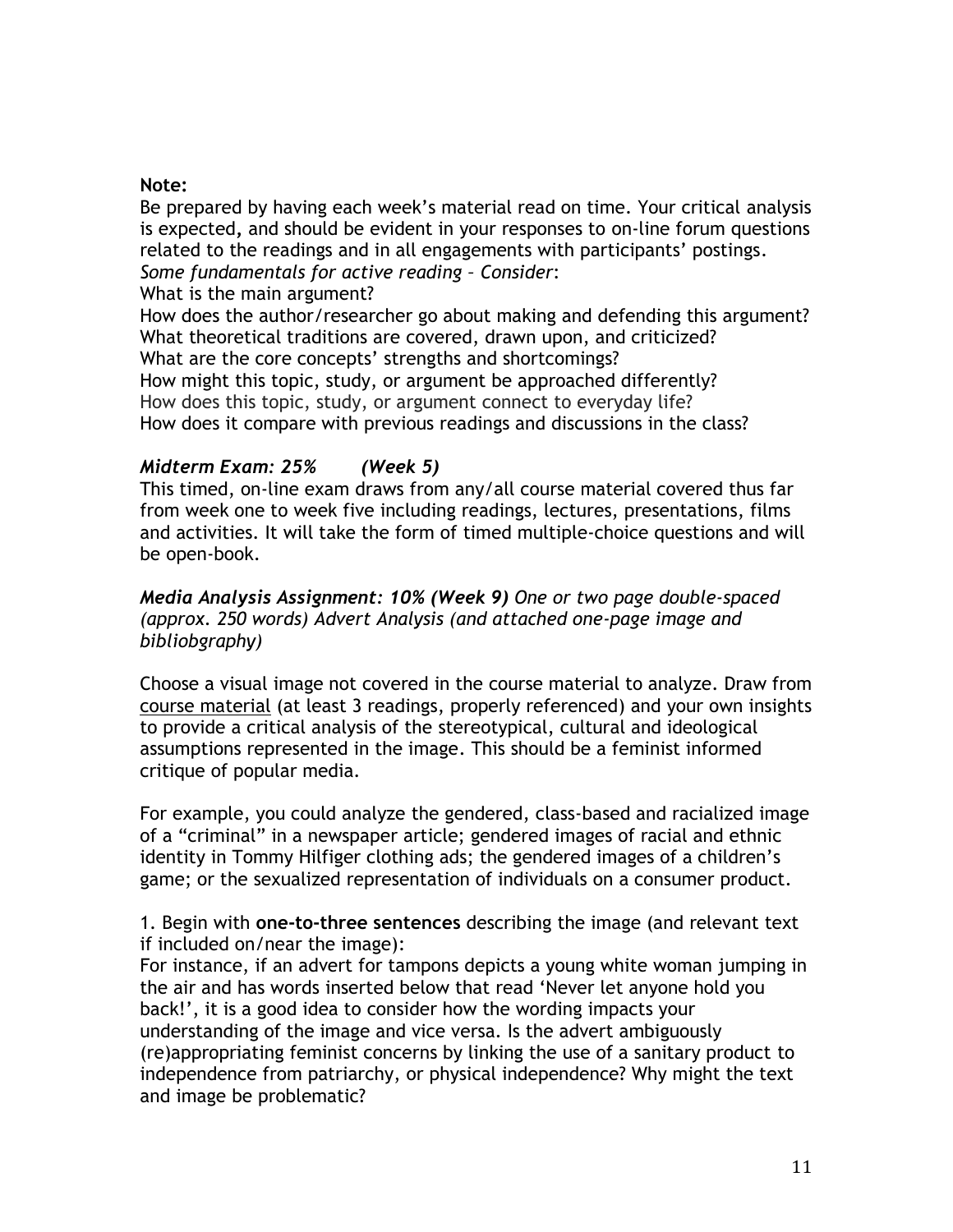**Note:**

Be prepared by having each week's material read on time. Your critical analysis is expected, and should be evident in your responses to on-line forum questions related to the readings and in all engagements with participants' postings.

*Some fundamentals for active reading – Consider*:

What is the main argument?

How does the author/researcher go about making and defending this argument?

What theoretical traditions are covered, drawn upon, and criticized?

What are the core concepts' strengths and shortcomings?

How might this topic, study, or argument be approached differently?

How does this topic, study, or argument connect to everyday life?

How does it compare with previous readings and discussions in the class?

***Midterm Exam: 25% (Week 5)***

This timed, on-line exam draws from any/all course material covered thus far from week one to week five including readings, lectures, presentations, films and activities. It will take the form of timed multiple-choice questions and will be open-book.

***Media Analysis Assignment: 10% (Week 9)*** *One or two page double-spaced (approx. 250 words) Advert Analysis (and attached one-page image and bibliobgraphy)*

Choose a visual image not covered in the course material to analyze. Draw from course material (at least 3 readings, properly referenced) and your own insights to provide a critical analysis of the stereotypical, cultural and ideological assumptions represented in the image. This should be a feminist informed critique of popular media.

For example, you could analyze the gendered, class-based and racialized image of a "criminal" in a newspaper article; gendered images of racial and ethnic identity in Tommy Hilfiger clothing ads; the gendered images of a children's game; or the sexualized representation of individuals on a consumer product.

1. Begin with **one-to-three sentences** describing the image (and relevant text if included on/near the image):

For instance, if an advert for tampons depicts a young white woman jumping in the air and has words inserted below that read 'Never let anyone hold you back!', it is a good idea to consider how the wording impacts your understanding of the image and vice versa. Is the advert ambiguously (re)appropriating feminist concerns by linking the use of a sanitary product to independence from patriarchy, or physical independence? Why might the text and image be problematic?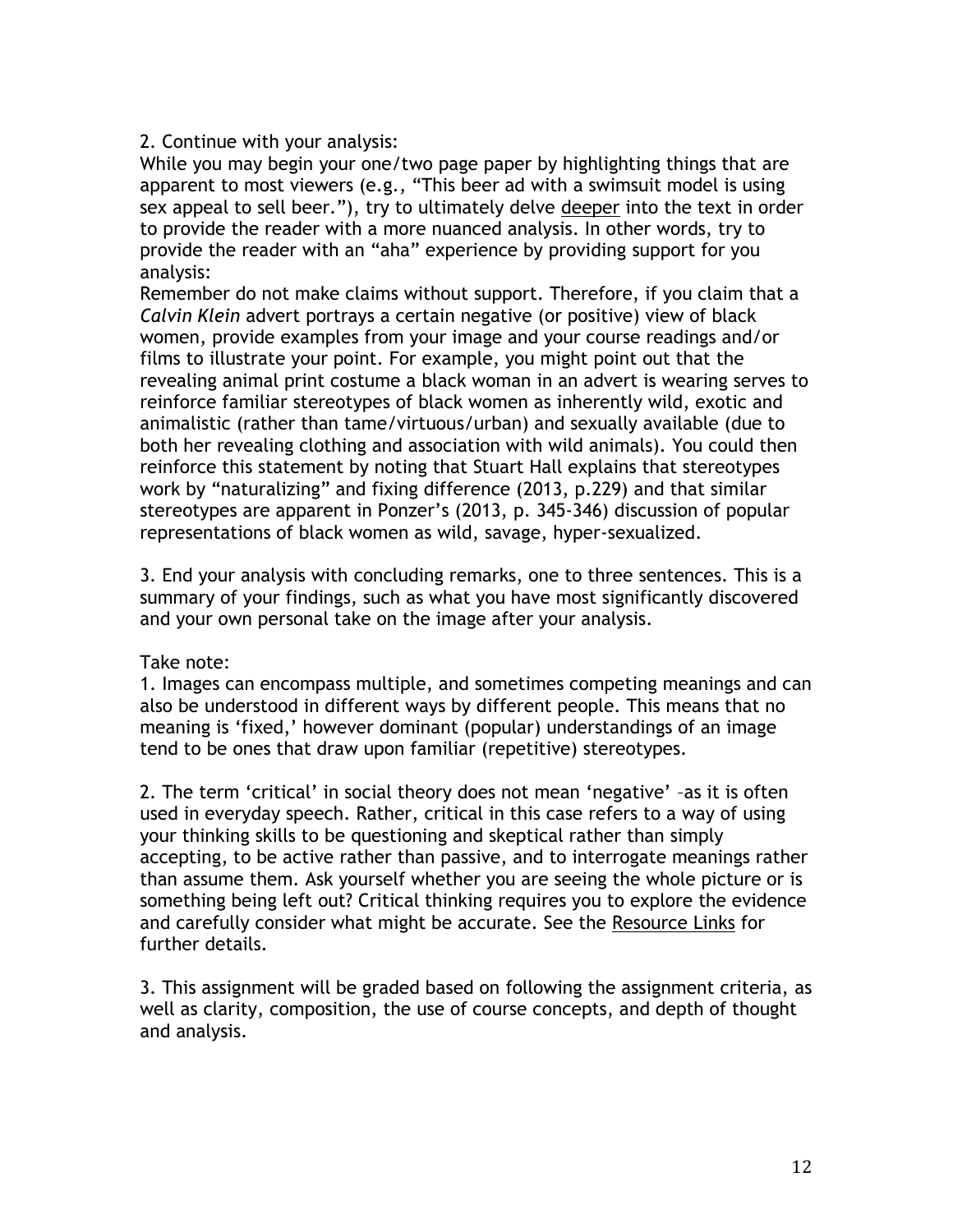2. Continue with your analysis:

While you may begin your one/two page paper by highlighting things that are apparent to most viewers (e.g., "This beer ad with a swimsuit model is using sex appeal to sell beer."), try to ultimately delve <u>deeper</u> into the text in order to provide the reader with a more nuanced analysis. In other words, try to provide the reader with an "aha" experience by providing support for you analysis:

Remember do not make claims without support. Therefore, if you claim that a *Calvin Klein* advert portrays a certain negative (or positive) view of black women, provide examples from your image and your course readings and/or films to illustrate your point. For example, you might point out that the revealing animal print costume a black woman in an advert is wearing serves to reinforce familiar stereotypes of black women as inherently wild, exotic and animalistic (rather than tame/virtuous/urban) and sexually available (due to both her revealing clothing and association with wild animals). You could then reinforce this statement by noting that Stuart Hall explains that stereotypes work by "naturalizing" and fixing difference (2013, p.229) and that similar stereotypes are apparent in Ponzer's (2013, p. 345-346) discussion of popular representations of black women as wild, savage, hyper-sexualized.

3. End your analysis with concluding remarks, one to three sentences. This is a summary of your findings, such as what you have most significantly discovered and your own personal take on the image after your analysis.

Take note:

1. Images can encompass multiple, and sometimes competing meanings and can also be understood in different ways by different people. This means that no meaning is 'fixed,' however dominant (popular) understandings of an image tend to be ones that draw upon familiar (repetitive) stereotypes.

2. The term 'critical' in social theory does not mean 'negative' –as it is often used in everyday speech. Rather, critical in this case refers to a way of using your thinking skills to be questioning and skeptical rather than simply accepting, to be active rather than passive, and to interrogate meanings rather than assume them. Ask yourself whether you are seeing the whole picture or is something being left out? Critical thinking requires you to explore the evidence and carefully consider what might be accurate. See the <u>Resource Links</u> for further details.

3. This assignment will be graded based on following the assignment criteria, as well as clarity, composition, the use of course concepts, and depth of thought and analysis.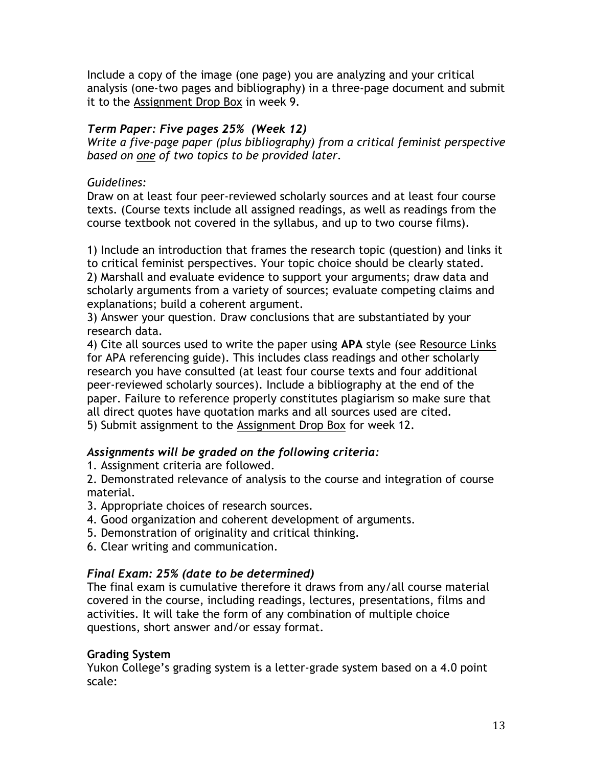Include a copy of the image (one page) you are analyzing and your critical analysis (one-two pages and bibliography) in a three-page document and submit it to the Assignment Drop Box in week 9.

***Term Paper: Five pages 25% (Week 12)***

*Write a five-page paper (plus bibliography) from a critical feminist perspective based on one of two topics to be provided later.*

*Guidelines:*

Draw on at least four peer-reviewed scholarly sources and at least four course texts. (Course texts include all assigned readings, as well as readings from the course textbook not covered in the syllabus, and up to two course films).

1) Include an introduction that frames the research topic (question) and links it to critical feminist perspectives. Your topic choice should be clearly stated.
2) Marshall and evaluate evidence to support your arguments; draw data and scholarly arguments from a variety of sources; evaluate competing claims and explanations; build a coherent argument.
3) Answer your question. Draw conclusions that are substantiated by your research data.
4) Cite all sources used to write the paper using **APA** style (see Resource Links for APA referencing guide). This includes class readings and other scholarly research you have consulted (at least four course texts and four additional peer-reviewed scholarly sources). Include a bibliography at the end of the paper. Failure to reference properly constitutes plagiarism so make sure that all direct quotes have quotation marks and all sources used are cited.
5) Submit assignment to the Assignment Drop Box for week 12.

***Assignments will be graded on the following criteria:***

1. Assignment criteria are followed.
2. Demonstrated relevance of analysis to the course and integration of course material.
3. Appropriate choices of research sources.
4. Good organization and coherent development of arguments.
5. Demonstration of originality and critical thinking.
6. Clear writing and communication.

***Final Exam: 25% (date to be determined)***

The final exam is cumulative therefore it draws from any/all course material covered in the course, including readings, lectures, presentations, films and activities. It will take the form of any combination of multiple choice questions, short answer and/or essay format.

**Grading System**

Yukon College's grading system is a letter-grade system based on a 4.0 point scale: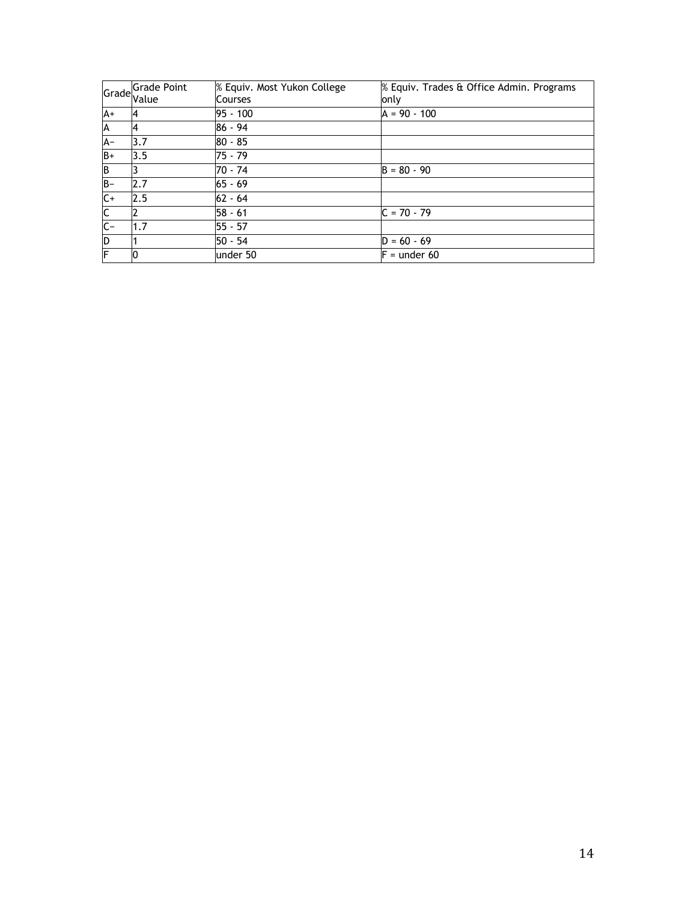| Grade | Grade Point Value | % Equiv. Most Yukon College Courses | % Equiv. Trades & Office Admin. Programs only |
|---|---|---|---|
| A+ | 4 | 95 - 100 | A = 90 - 100 |
| A | 4 | 86 - 94 | |
| A– | 3.7 | 80 - 85 | |
| B+ | 3.5 | 75 - 79 | |
| B | 3 | 70 - 74 | B = 80 - 90 |
| B– | 2.7 | 65 - 69 | |
| C+ | 2.5 | 62 - 64 | |
| C | 2 | 58 - 61 | C = 70 - 79 |
| C– | 1.7 | 55 - 57 | |
| D | 1 | 50 - 54 | D = 60 - 69 |
| F | 0 | under 50 | F = under 60 |